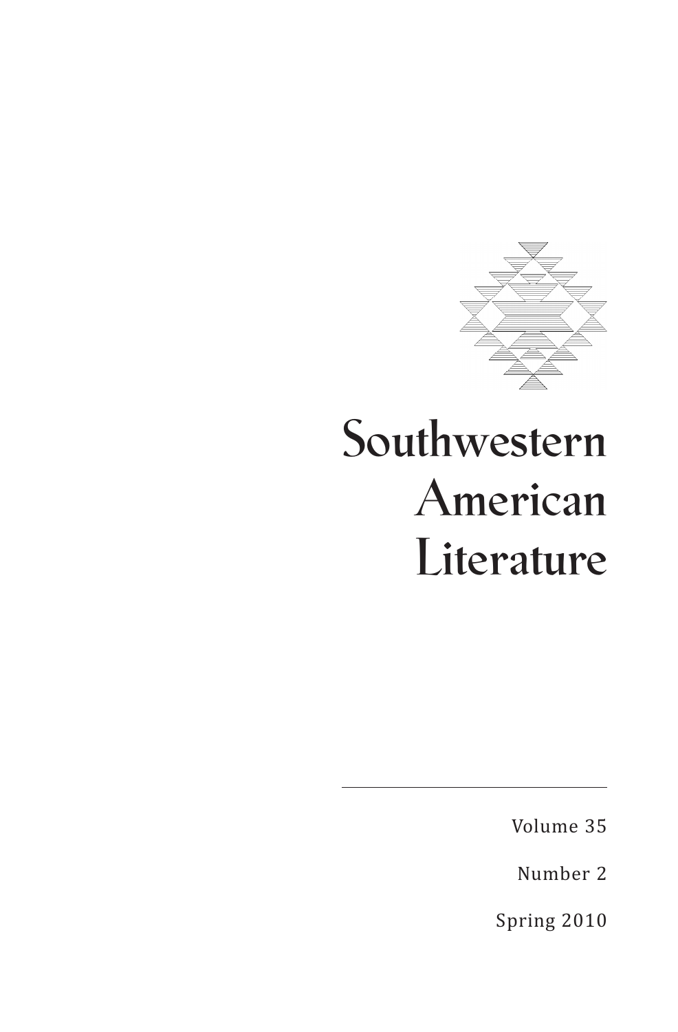# Southwestern American Literature

Volume 35

Number 2

Spring 2010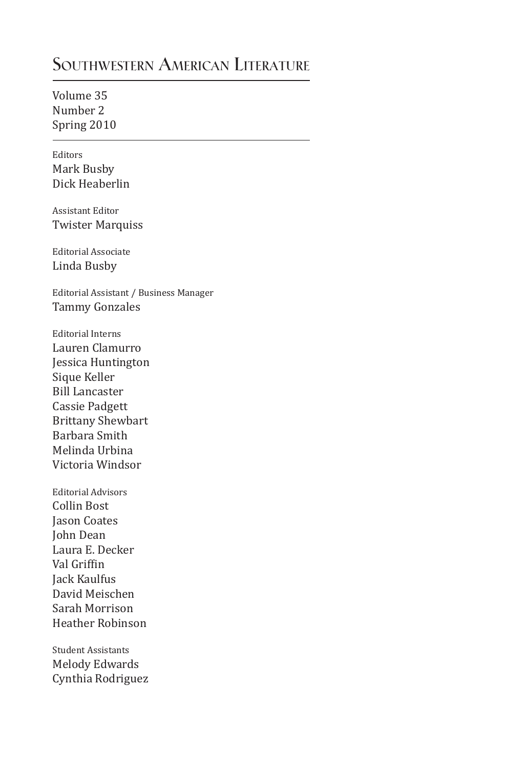# Southwestern American Literature

Volume 35
Number 2
Spring 2010

---

Editors
Mark Busby
Dick Heaberlin

Assistant Editor
Twister Marquiss

Editorial Associate
Linda Busby

Editorial Assistant / Business Manager
Tammy Gonzales

Editorial Interns
Lauren Clamurro
Jessica Huntington
Sique Keller
Bill Lancaster
Cassie Padgett
Brittany Shewbart
Barbara Smith
Melinda Urbina
Victoria Windsor

Editorial Advisors
Collin Bost
Jason Coates
John Dean
Laura E. Decker
Val Griffin
Jack Kaulfus
David Meischen
Sarah Morrison
Heather Robinson

Student Assistants
Melody Edwards
Cynthia Rodriguez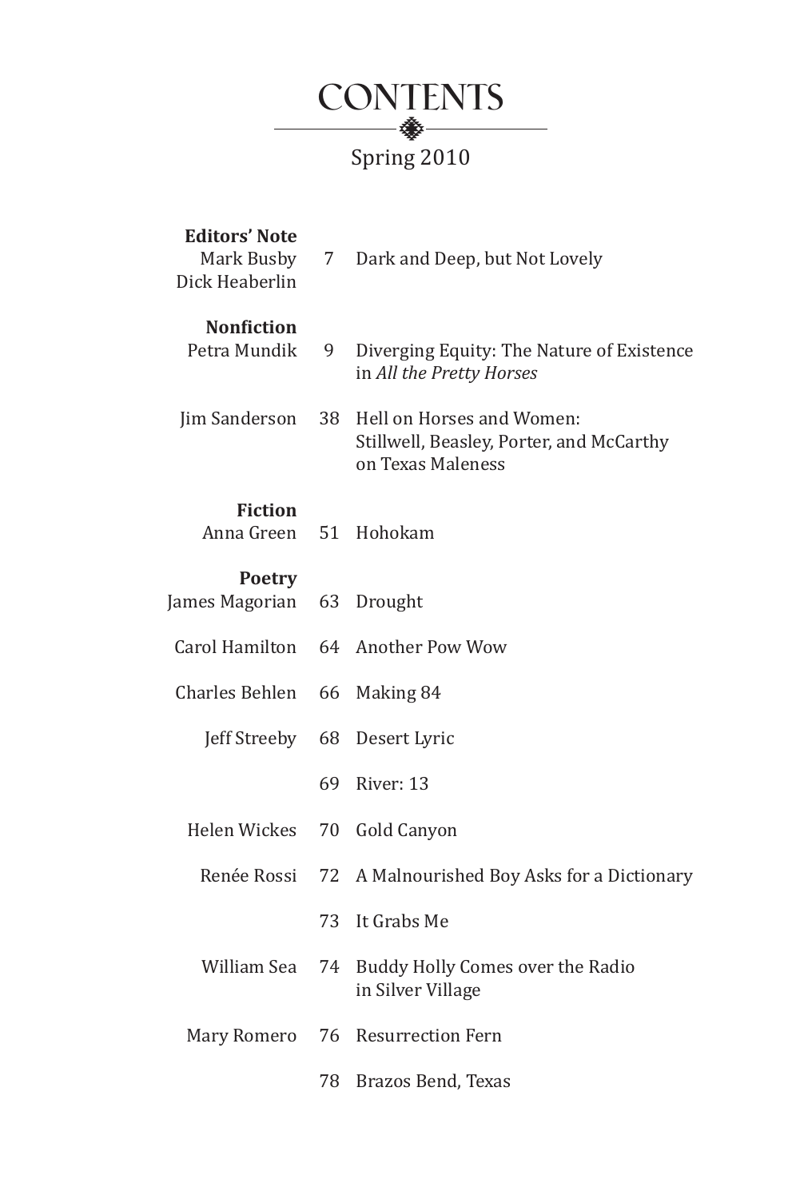# CONTENTS

Spring 2010

**Editors' Note**
Mark Busby
Dick Heaberlin — 7 — Dark and Deep, but Not Lovely

**Nonfiction**

Petra Mundik — 9 — Diverging Equity: The Nature of Existence in *All the Pretty Horses*

Jim Sanderson — 38 — Hell on Horses and Women: Stillwell, Beasley, Porter, and McCarthy on Texas Maleness

**Fiction**

Anna Green — 51 — Hohokam

**Poetry**

James Magorian — 63 — Drought

Carol Hamilton — 64 — Another Pow Wow

Charles Behlen — 66 — Making 84

Jeff Streeby — 68 — Desert Lyric

69 — River: 13

Helen Wickes — 70 — Gold Canyon

Renée Rossi — 72 — A Malnourished Boy Asks for a Dictionary

73 — It Grabs Me

William Sea — 74 — Buddy Holly Comes over the Radio in Silver Village

Mary Romero — 76 — Resurrection Fern

78 — Brazos Bend, Texas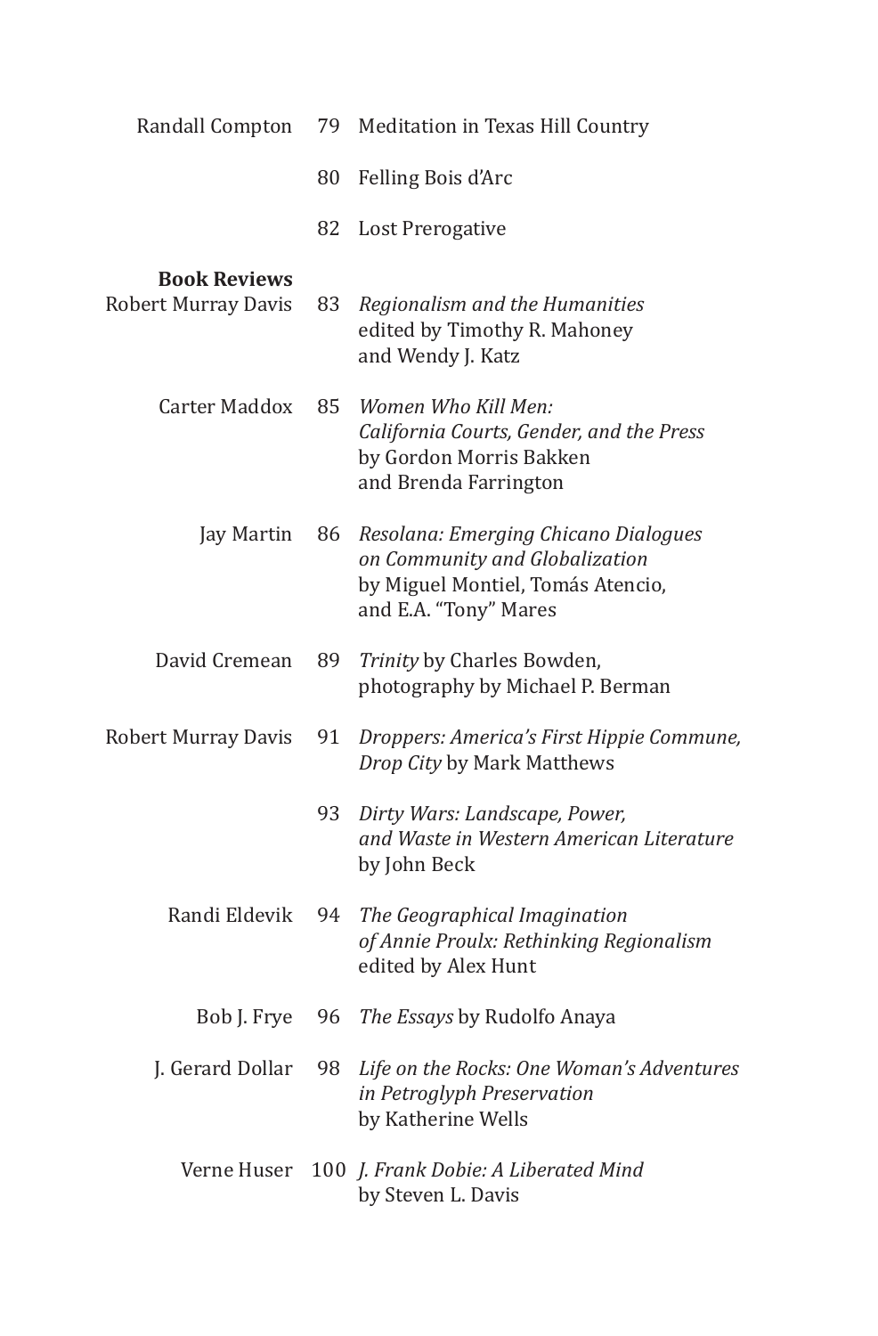Randall Compton 79 Meditation in Texas Hill Country

80 Felling Bois d'Arc

82 Lost Prerogative

**Book Reviews**

Robert Murray Davis 83 *Regionalism and the Humanities* edited by Timothy R. Mahoney and Wendy J. Katz

Carter Maddox 85 *Women Who Kill Men: California Courts, Gender, and the Press* by Gordon Morris Bakken and Brenda Farrington

Jay Martin 86 *Resolana: Emerging Chicano Dialogues on Community and Globalization* by Miguel Montiel, Tomás Atencio, and E.A. "Tony" Mares

David Cremean 89 *Trinity* by Charles Bowden, photography by Michael P. Berman

Robert Murray Davis 91 *Droppers: America's First Hippie Commune, Drop City* by Mark Matthews

93 *Dirty Wars: Landscape, Power, and Waste in Western American Literature* by John Beck

Randi Eldevik 94 *The Geographical Imagination of Annie Proulx: Rethinking Regionalism* edited by Alex Hunt

Bob J. Frye 96 *The Essays* by Rudolfo Anaya

J. Gerard Dollar 98 *Life on the Rocks: One Woman's Adventures in Petroglyph Preservation* by Katherine Wells

Verne Huser 100 *J. Frank Dobie: A Liberated Mind* by Steven L. Davis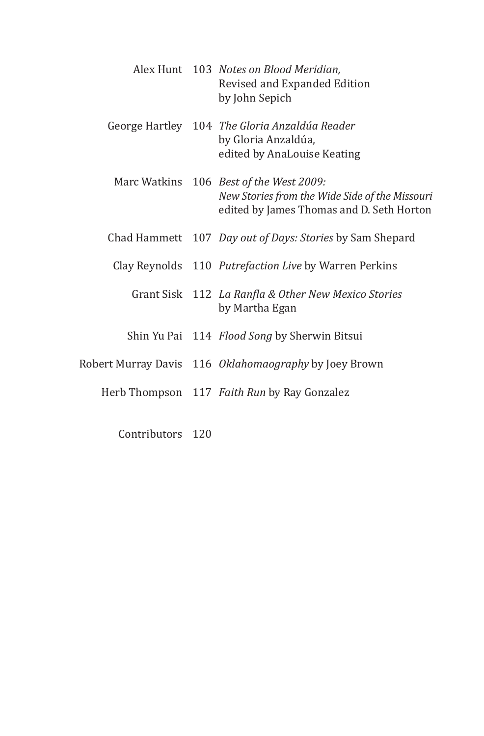Alex Hunt 103 *Notes on Blood Meridian,*
Revised and Expanded Edition
by John Sepich

George Hartley 104 *The Gloria Anzaldúa Reader*
by Gloria Anzaldúa,
edited by AnaLouise Keating

Marc Watkins 106 *Best of the West 2009:*
*New Stories from the Wide Side of the Missouri*
edited by James Thomas and D. Seth Horton

Chad Hammett 107 *Day out of Days: Stories* by Sam Shepard

Clay Reynolds 110 *Putrefaction Live* by Warren Perkins

Grant Sisk 112 *La Ranfla & Other New Mexico Stories*
by Martha Egan

Shin Yu Pai 114 *Flood Song* by Sherwin Bitsui

Robert Murray Davis 116 *Oklahomaography* by Joey Brown

Herb Thompson 117 *Faith Run* by Ray Gonzalez

Contributors 120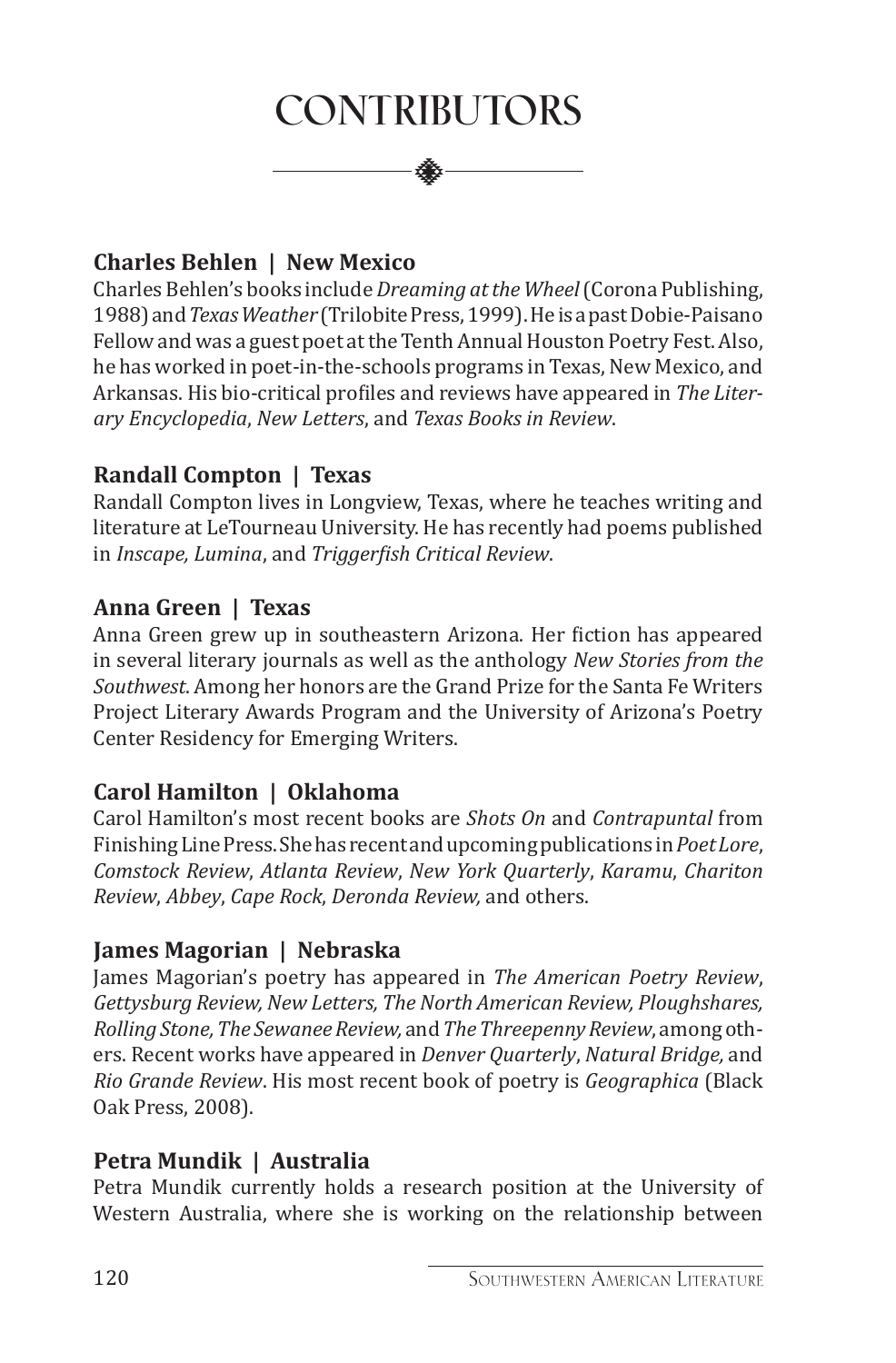# CONTRIBUTORS

**Charles Behlen | New Mexico**

Charles Behlen's books include *Dreaming at the Wheel* (Corona Publishing, 1988) and *Texas Weather* (Trilobite Press, 1999). He is a past Dobie-Paisano Fellow and was a guest poet at the Tenth Annual Houston Poetry Fest. Also, he has worked in poet-in-the-schools programs in Texas, New Mexico, and Arkansas. His bio-critical profiles and reviews have appeared in *The Literary Encyclopedia*, *New Letters*, and *Texas Books in Review*.

**Randall Compton | Texas**

Randall Compton lives in Longview, Texas, where he teaches writing and literature at LeTourneau University. He has recently had poems published in *Inscape, Lumina*, and *Triggerfish Critical Review*.

**Anna Green | Texas**

Anna Green grew up in southeastern Arizona. Her fiction has appeared in several literary journals as well as the anthology *New Stories from the Southwest*. Among her honors are the Grand Prize for the Santa Fe Writers Project Literary Awards Program and the University of Arizona's Poetry Center Residency for Emerging Writers.

**Carol Hamilton | Oklahoma**

Carol Hamilton's most recent books are *Shots On* and *Contrapuntal* from Finishing Line Press. She has recent and upcoming publications in *Poet Lore*, *Comstock Review*, *Atlanta Review*, *New York Quarterly*, *Karamu*, *Chariton Review*, *Abbey*, *Cape Rock*, *Deronda Review,* and others.

**James Magorian | Nebraska**

James Magorian's poetry has appeared in *The American Poetry Review*, *Gettysburg Review, New Letters, The North American Review, Ploughshares, Rolling Stone, The Sewanee Review,* and *The Threepenny Review*, among others. Recent works have appeared in *Denver Quarterly*, *Natural Bridge,* and *Rio Grande Review*. His most recent book of poetry is *Geographica* (Black Oak Press, 2008).

**Petra Mundik | Australia**

Petra Mundik currently holds a research position at the University of Western Australia, where she is working on the relationship between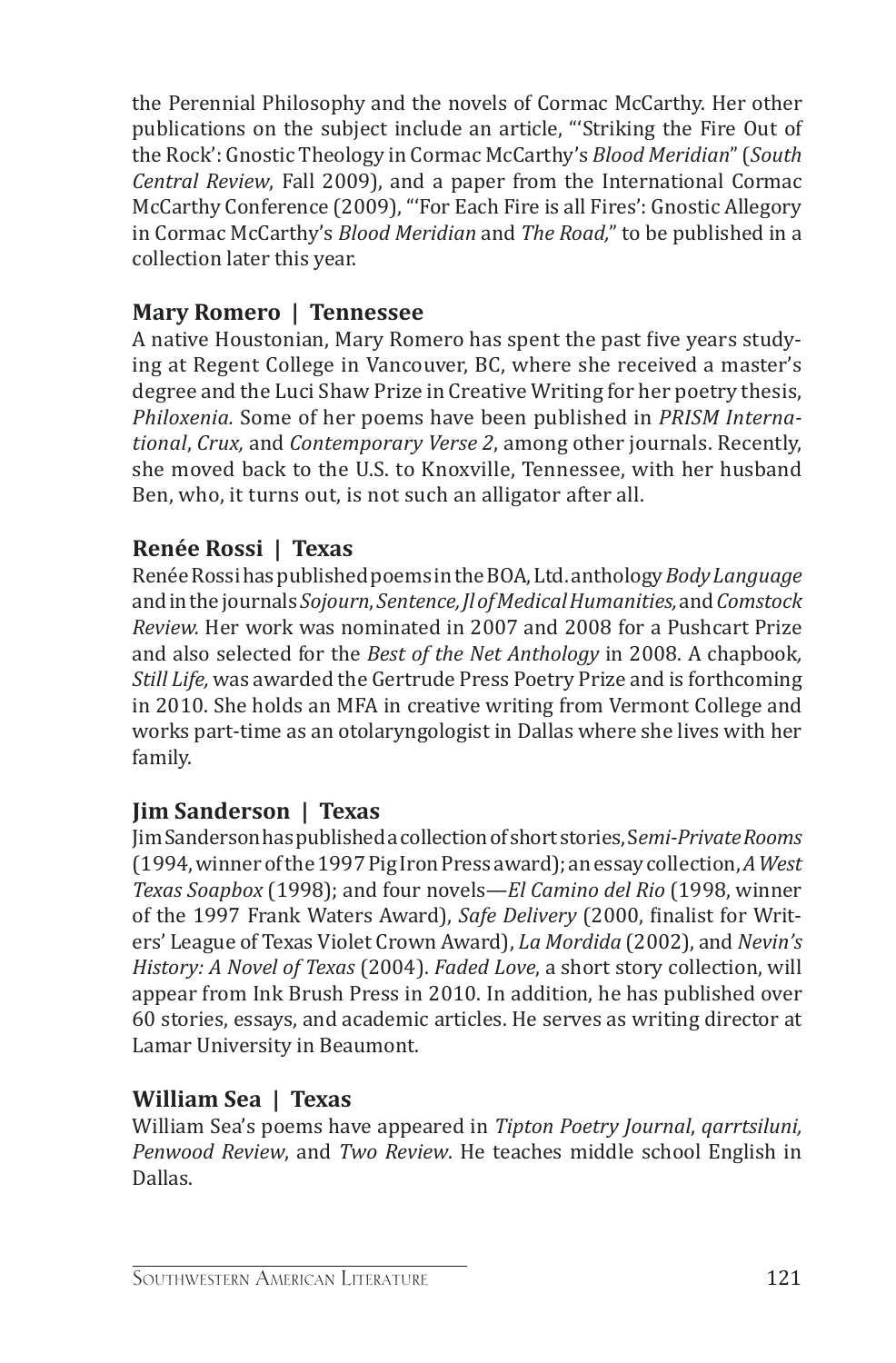the Perennial Philosophy and the novels of Cormac McCarthy. Her other publications on the subject include an article, "'Striking the Fire Out of the Rock': Gnostic Theology in Cormac McCarthy's *Blood Meridian*" (*South Central Review*, Fall 2009), and a paper from the International Cormac McCarthy Conference (2009), "'For Each Fire is all Fires': Gnostic Allegory in Cormac McCarthy's *Blood Meridian* and *The Road,*" to be published in a collection later this year.

### Mary Romero | Tennessee

A native Houstonian, Mary Romero has spent the past five years studying at Regent College in Vancouver, BC, where she received a master's degree and the Luci Shaw Prize in Creative Writing for her poetry thesis, *Philoxenia.* Some of her poems have been published in *PRISM International*, *Crux,* and *Contemporary Verse 2*, among other journals. Recently, she moved back to the U.S. to Knoxville, Tennessee, with her husband Ben, who, it turns out, is not such an alligator after all.

### Renée Rossi | Texas

Renée Rossi has published poems in the BOA, Ltd. anthology *Body Language* and in the journals *Sojourn*, *Sentence, Jl of Medical Humanities,* and *Comstock Review.* Her work was nominated in 2007 and 2008 for a Pushcart Prize and also selected for the *Best of the Net Anthology* in 2008. A chapbook, *Still Life,* was awarded the Gertrude Press Poetry Prize and is forthcoming in 2010. She holds an MFA in creative writing from Vermont College and works part-time as an otolaryngologist in Dallas where she lives with her family.

### Jim Sanderson | Texas

Jim Sanderson has published a collection of short stories, S*emi-Private Rooms* (1994, winner of the 1997 Pig Iron Press award); an essay collection, *A West Texas Soapbox* (1998); and four novels—*El Camino del Rio* (1998, winner of the 1997 Frank Waters Award), *Safe Delivery* (2000, finalist for Writers' League of Texas Violet Crown Award), *La Mordida* (2002), and *Nevin's History: A Novel of Texas* (2004). *Faded Love*, a short story collection, will appear from Ink Brush Press in 2010. In addition, he has published over 60 stories, essays, and academic articles. He serves as writing director at Lamar University in Beaumont.

### William Sea | Texas

William Sea's poems have appeared in *Tipton Poetry Journal*, *qarrtsiluni, Penwood Review*, and *Two Review*. He teaches middle school English in Dallas.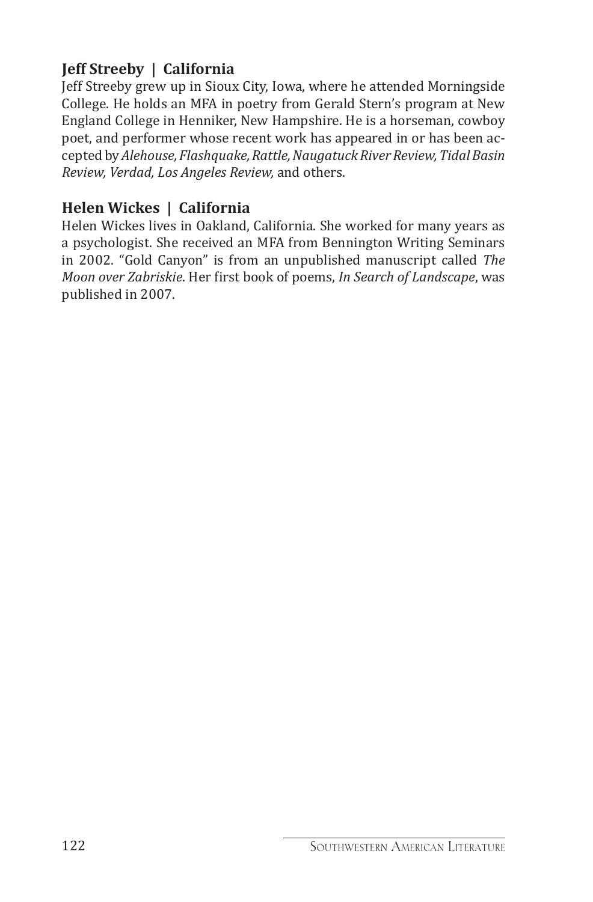**Jeff Streeby | California**

Jeff Streeby grew up in Sioux City, Iowa, where he attended Morningside College. He holds an MFA in poetry from Gerald Stern's program at New England College in Henniker, New Hampshire. He is a horseman, cowboy poet, and performer whose recent work has appeared in or has been accepted by *Alehouse, Flashquake, Rattle, Naugatuck River Review, Tidal Basin Review, Verdad, Los Angeles Review,* and others.

**Helen Wickes | California**

Helen Wickes lives in Oakland, California. She worked for many years as a psychologist. She received an MFA from Bennington Writing Seminars in 2002. "Gold Canyon" is from an unpublished manuscript called *The Moon over Zabriskie*. Her first book of poems, *In Search of Landscape*, was published in 2007.